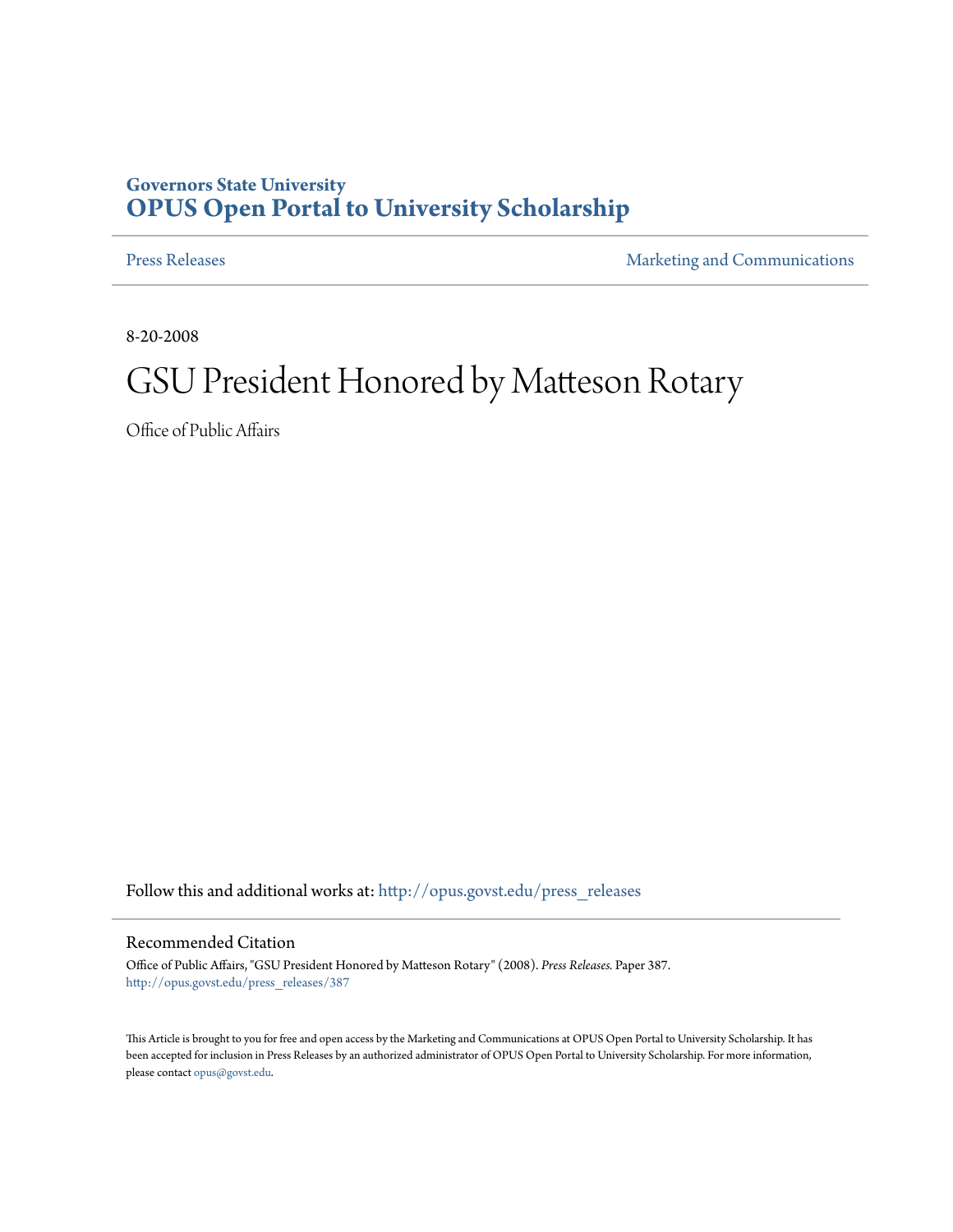Governors State University
**OPUS Open Portal to University Scholarship**

Press Releases | Marketing and Communications

8-20-2008

# GSU President Honored by Matteson Rotary

Office of Public Affairs

Follow this and additional works at: http://opus.govst.edu/press_releases

## Recommended Citation

Office of Public Affairs, "GSU President Honored by Matteson Rotary" (2008). *Press Releases.* Paper 387.
http://opus.govst.edu/press_releases/387

This Article is brought to you for free and open access by the Marketing and Communications at OPUS Open Portal to University Scholarship. It has been accepted for inclusion in Press Releases by an authorized administrator of OPUS Open Portal to University Scholarship. For more information, please contact opus@govst.edu.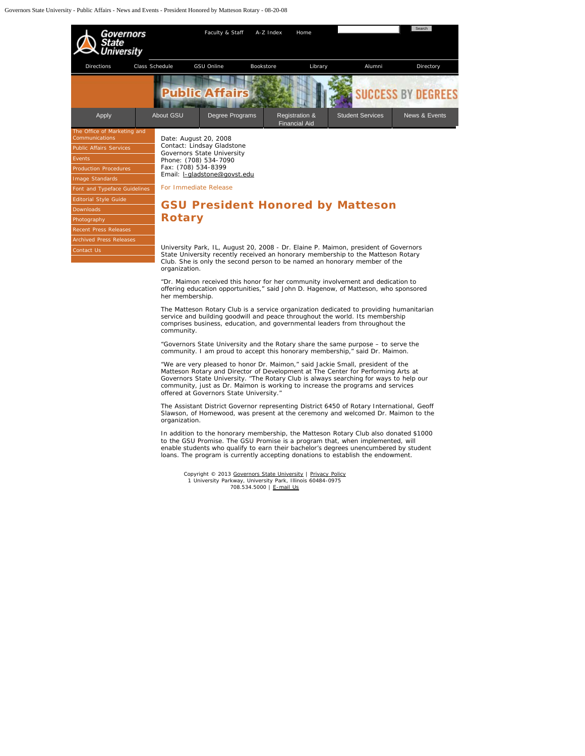Governors State University - Public Affairs - News and Events - President Honored by Matteson Rotary - 08-20-08

Faculty & Staff | A-Z Index | Home | Search

Directions | Class Schedule | GSU Online | Bookstore | Library | Alumni | Directory

Public Affairs — SUCCESS BY DEGREES

Apply | About GSU | Degree Programs | Registration & Financial Aid | Student Services | News & Events

- The Office of Marketing and Communications
- Public Affairs Services
- Events
- Production Procedures
- Image Standards
- Font and Typeface Guidelines
- Editorial Style Guide
- Downloads
- Photography
- Recent Press Releases
- Archived Press Releases
- Contact Us

Date: August 20, 2008
Contact: Lindsay Gladstone
Governors State University
Phone: (708) 534-7090
Fax: (708) 534-8399
Email: l-gladstone@govst.edu

For Immediate Release

# GSU President Honored by Matteson Rotary

University Park, IL, August 20, 2008 - Dr. Elaine P. Maimon, president of Governors State University recently received an honorary membership to the Matteson Rotary Club. She is only the second person to be named an honorary member of the organization.

"Dr. Maimon received this honor for her community involvement and dedication to offering education opportunities," said John D. Hagenow, of Matteson, who sponsored her membership.

The Matteson Rotary Club is a service organization dedicated to providing humanitarian service and building goodwill and peace throughout the world. Its membership comprises business, education, and governmental leaders from throughout the community.

"Governors State University and the Rotary share the same purpose – to serve the community. I am proud to accept this honorary membership," said Dr. Maimon.

"We are very pleased to honor Dr. Maimon," said Jackie Small, president of the Matteson Rotary and Director of Development at The Center for Performing Arts at Governors State University. "The Rotary Club is always searching for ways to help our community, just as Dr. Maimon is working to increase the programs and services offered at Governors State University."

The Assistant District Governor representing District 6450 of Rotary International, Geoff Slawson, of Homewood, was present at the ceremony and welcomed Dr. Maimon to the organization.

In addition to the honorary membership, the Matteson Rotary Club also donated $1000 to the GSU Promise. The GSU Promise is a program that, when implemented, will enable students who qualify to earn their bachelor's degrees unencumbered by student loans. The program is currently accepting donations to establish the endowment.

Copyright © 2013 Governors State University | Privacy Policy
1 University Parkway, University Park, Illinois 60484-0975
708.534.5000 | E-mail Us